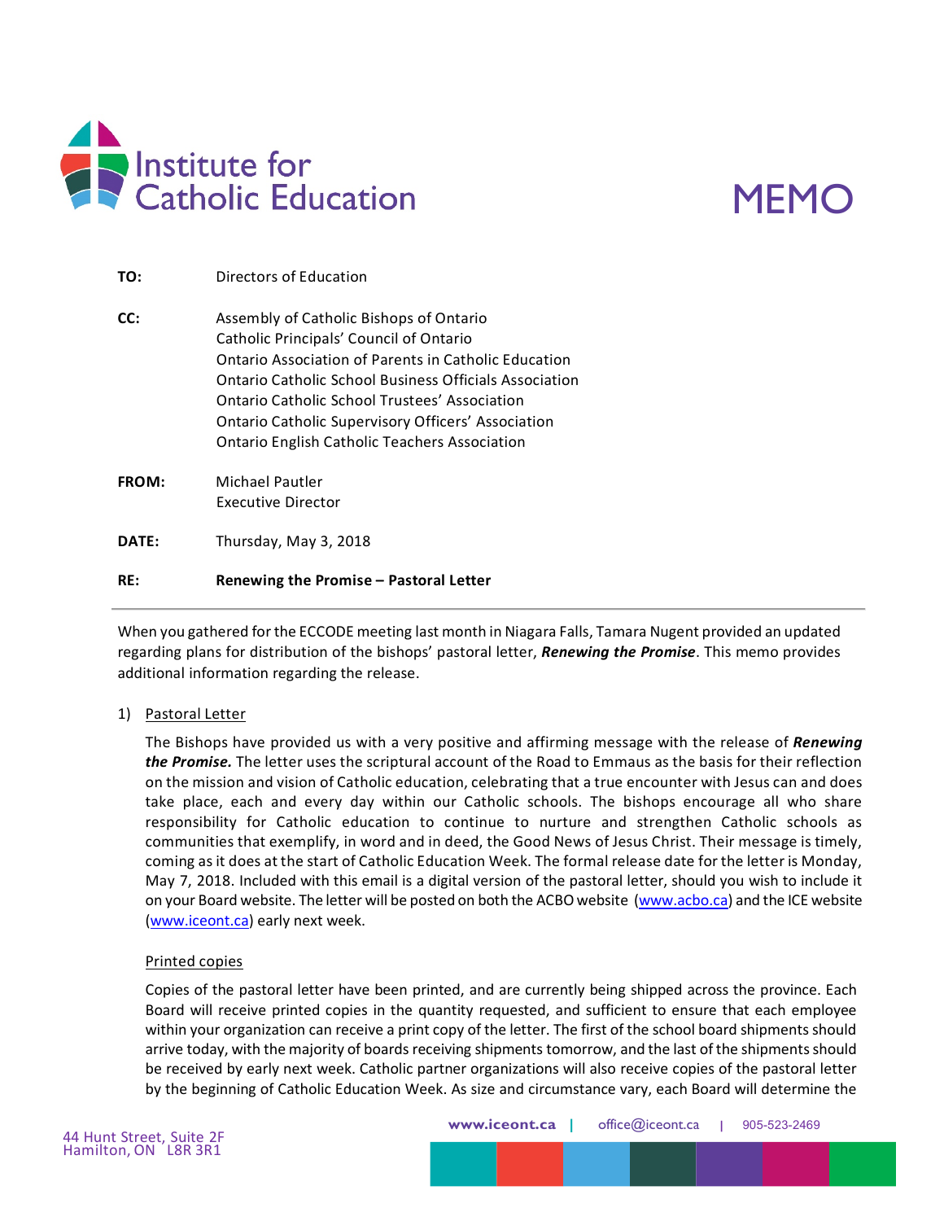# Institute for Catholic Education

# MEMO

**TO:** Directors of Education

**CC:** Assembly of Catholic Bishops of Ontario
Catholic Principals' Council of Ontario
Ontario Association of Parents in Catholic Education
Ontario Catholic School Business Officials Association
Ontario Catholic School Trustees' Association
Ontario Catholic Supervisory Officers' Association
Ontario English Catholic Teachers Association

**FROM:** Michael Pautler
Executive Director

**DATE:** Thursday, May 3, 2018

**RE:** **Renewing the Promise – Pastoral Letter**

---

When you gathered for the ECCODE meeting last month in Niagara Falls, Tamara Nugent provided an updated regarding plans for distribution of the bishops' pastoral letter, ***Renewing the Promise***. This memo provides additional information regarding the release.

1) Pastoral Letter

   The Bishops have provided us with a very positive and affirming message with the release of ***Renewing the Promise.*** The letter uses the scriptural account of the Road to Emmaus as the basis for their reflection on the mission and vision of Catholic education, celebrating that a true encounter with Jesus can and does take place, each and every day within our Catholic schools. The bishops encourage all who share responsibility for Catholic education to continue to nurture and strengthen Catholic schools as communities that exemplify, in word and in deed, the Good News of Jesus Christ. Their message is timely, coming as it does at the start of Catholic Education Week. The formal release date for the letter is Monday, May 7, 2018. Included with this email is a digital version of the pastoral letter, should you wish to include it on your Board website. The letter will be posted on both the ACBO website (www.acbo.ca) and the ICE website (www.iceont.ca) early next week.

   Printed copies

   Copies of the pastoral letter have been printed, and are currently being shipped across the province. Each Board will receive printed copies in the quantity requested, and sufficient to ensure that each employee within your organization can receive a print copy of the letter. The first of the school board shipments should arrive today, with the majority of boards receiving shipments tomorrow, and the last of the shipments should be received by early next week. Catholic partner organizations will also receive copies of the pastoral letter by the beginning of Catholic Education Week. As size and circumstance vary, each Board will determine the

44 Hunt Street, Suite 2F
Hamilton, ON L8R 3R1

www.iceont.ca | office@iceont.ca | 905-523-2469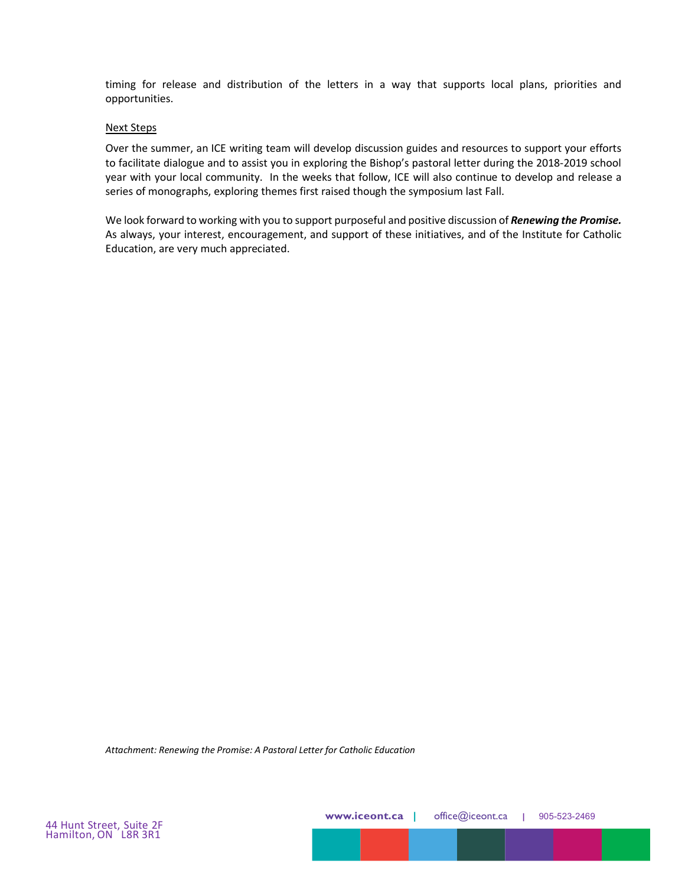timing for release and distribution of the letters in a way that supports local plans, priorities and opportunities.

<u>Next Steps</u>

Over the summer, an ICE writing team will develop discussion guides and resources to support your efforts to facilitate dialogue and to assist you in exploring the Bishop's pastoral letter during the 2018-2019 school year with your local community. In the weeks that follow, ICE will also continue to develop and release a series of monographs, exploring themes first raised though the symposium last Fall.

We look forward to working with you to support purposeful and positive discussion of ***Renewing the Promise.*** As always, your interest, encouragement, and support of these initiatives, and of the Institute for Catholic Education, are very much appreciated.

*Attachment: Renewing the Promise: A Pastoral Letter for Catholic Education*

44 Hunt Street, Suite 2F
Hamilton, ON L8R 3R1

**www.iceont.ca** | office@iceont.ca | 905-523-2469